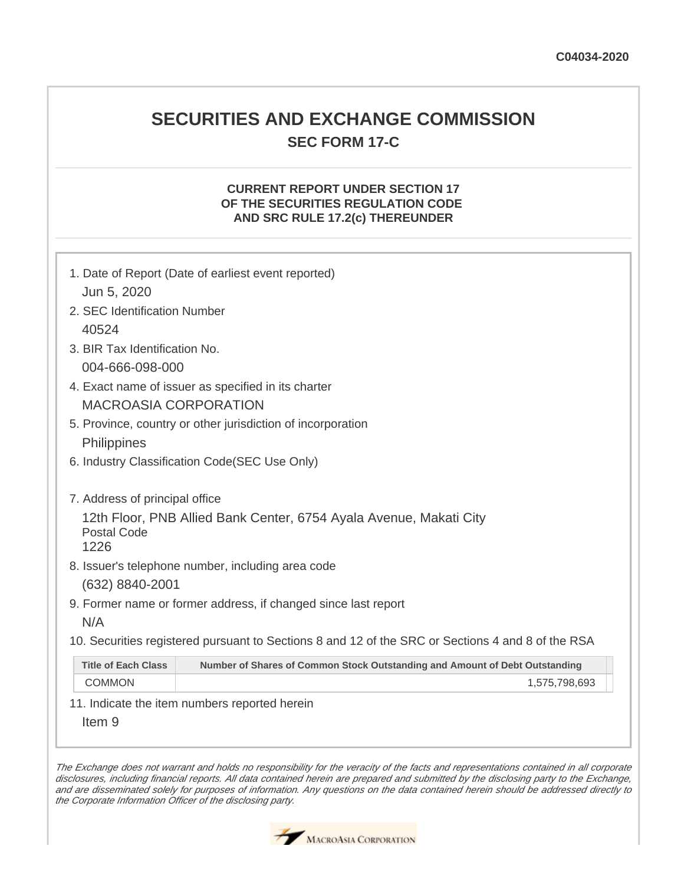C04034-2020

# SECURITIES AND EXCHANGE COMMISSION

## SEC FORM 17-C

### CURRENT REPORT UNDER SECTION 17 OF THE SECURITIES REGULATION CODE AND SRC RULE 17.2(c) THEREUNDER

1. Date of Report (Date of earliest event reported)

   Jun 5, 2020

2. SEC Identification Number

   40524

3. BIR Tax Identification No.

   004-666-098-000

4. Exact name of issuer as specified in its charter

   MACROASIA CORPORATION

5. Province, country or other jurisdiction of incorporation

   Philippines

6. Industry Classification Code(SEC Use Only)

7. Address of principal office

   12th Floor, PNB Allied Bank Center, 6754 Ayala Avenue, Makati City

   Postal Code

   1226

8. Issuer's telephone number, including area code

   (632) 8840-2001

9. Former name or former address, if changed since last report

   N/A

10. Securities registered pursuant to Sections 8 and 12 of the SRC or Sections 4 and 8 of the RSA

| Title of Each Class | Number of Shares of Common Stock Outstanding and Amount of Debt Outstanding |
|---|---|
| COMMON | 1,575,798,693 |

11. Indicate the item numbers reported herein

   Item 9

*The Exchange does not warrant and holds no responsibility for the veracity of the facts and representations contained in all corporate disclosures, including financial reports. All data contained herein are prepared and submitted by the disclosing party to the Exchange, and are disseminated solely for purposes of information. Any questions on the data contained herein should be addressed directly to the Corporate Information Officer of the disclosing party.*

MacroAsia Corporation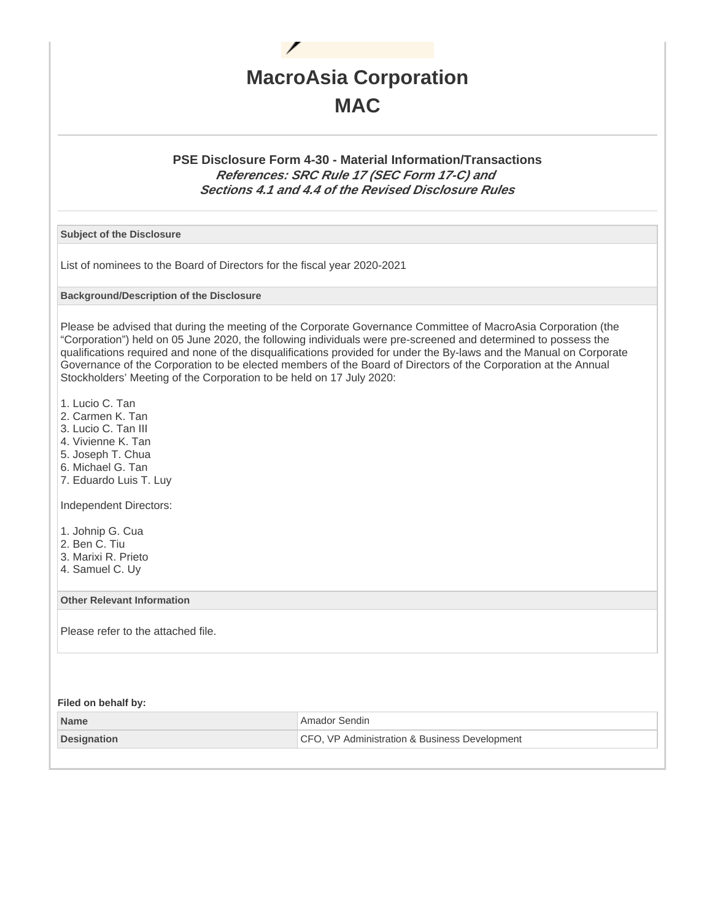# MacroAsia Corporation

# MAC

### PSE Disclosure Form 4-30 - Material Information/Transactions

***References: SRC Rule 17 (SEC Form 17-C) and Sections 4.1 and 4.4 of the Revised Disclosure Rules***

**Subject of the Disclosure**

List of nominees to the Board of Directors for the fiscal year 2020-2021

**Background/Description of the Disclosure**

Please be advised that during the meeting of the Corporate Governance Committee of MacroAsia Corporation (the "Corporation") held on 05 June 2020, the following individuals were pre-screened and determined to possess the qualifications required and none of the disqualifications provided for under the By-laws and the Manual on Corporate Governance of the Corporation to be elected members of the Board of Directors of the Corporation at the Annual Stockholders' Meeting of the Corporation to be held on 17 July 2020:

1. Lucio C. Tan
2. Carmen K. Tan
3. Lucio C. Tan III
4. Vivienne K. Tan
5. Joseph T. Chua
6. Michael G. Tan
7. Eduardo Luis T. Luy

Independent Directors:

1. Johnip G. Cua
2. Ben C. Tiu
3. Marixi R. Prieto
4. Samuel C. Uy

**Other Relevant Information**

Please refer to the attached file.

**Filed on behalf by:**

| | |
|---|---|
| **Name** | Amador Sendin |
| **Designation** | CFO, VP Administration & Business Development |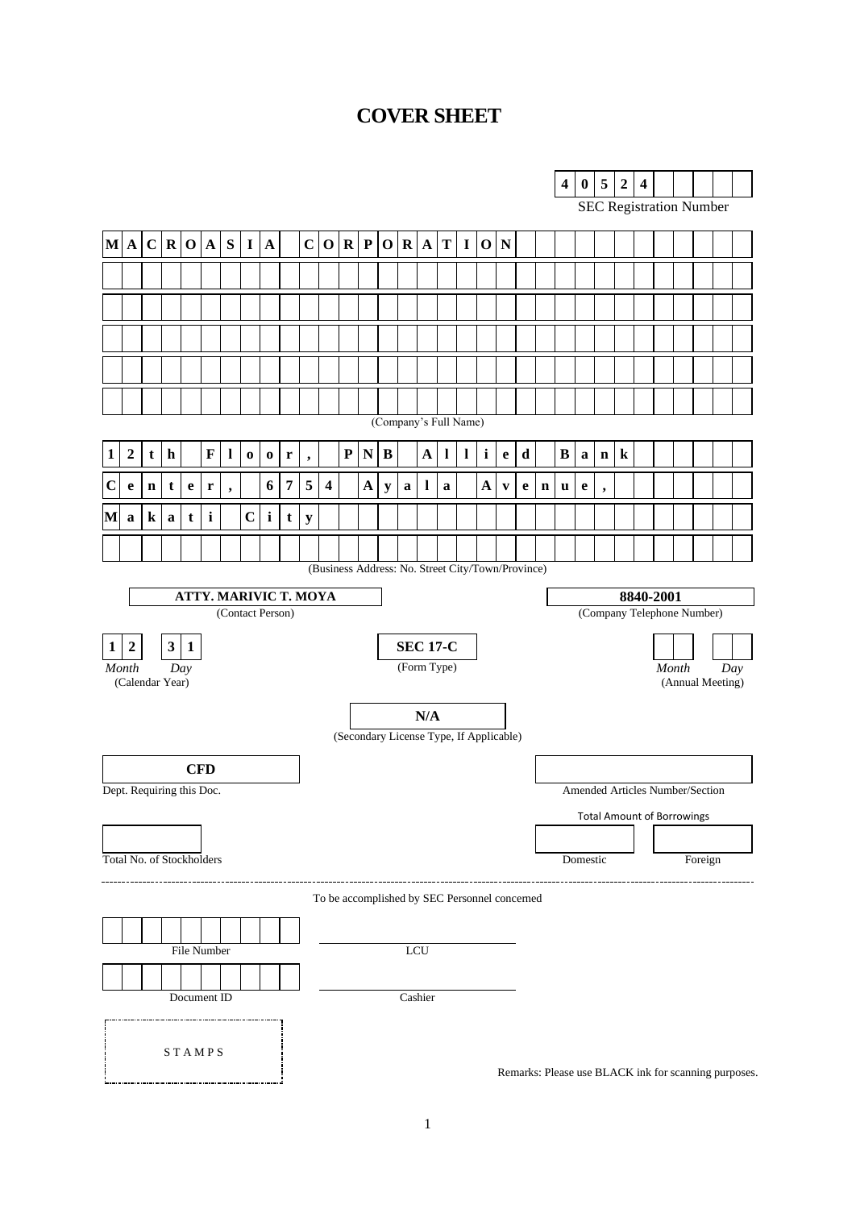# COVER SHEET

**4 0 5 2 4**

SEC Registration Number

**MACROASIA CORPORATION**

(Company's Full Name)

**12th Floor, PNB Allied Bank**
**Center, 6754 Ayala Avenue,**
**Makati City**

(Business Address: No. Street City/Town/Province)

| **ATTY. MARIVIC T. MOYA** | **8840-2001** |
|---|---|
| (Contact Person) | (Company Telephone Number) |

| **12** | **31** | **SEC 17-C** | | |
|---|---|---|---|---|
| *Month* | *Day* | (Form Type) | *Month* | *Day* |
| (Calendar Year) | | | (Annual Meeting) | |

**N/A**

(Secondary License Type, If Applicable)

| **CFD** | |
|---|---|
| Dept. Requiring this Doc. | Amended Articles Number/Section |

Total Amount of Borrowings

| | | |
|---|---|---|
| Total No. of Stockholders | Domestic | Foreign |

---

To be accomplished by SEC Personnel concerned

| | |
|---|---|
| File Number | LCU |
| Document ID | Cashier |

STAMPS

Remarks: Please use BLACK ink for scanning purposes.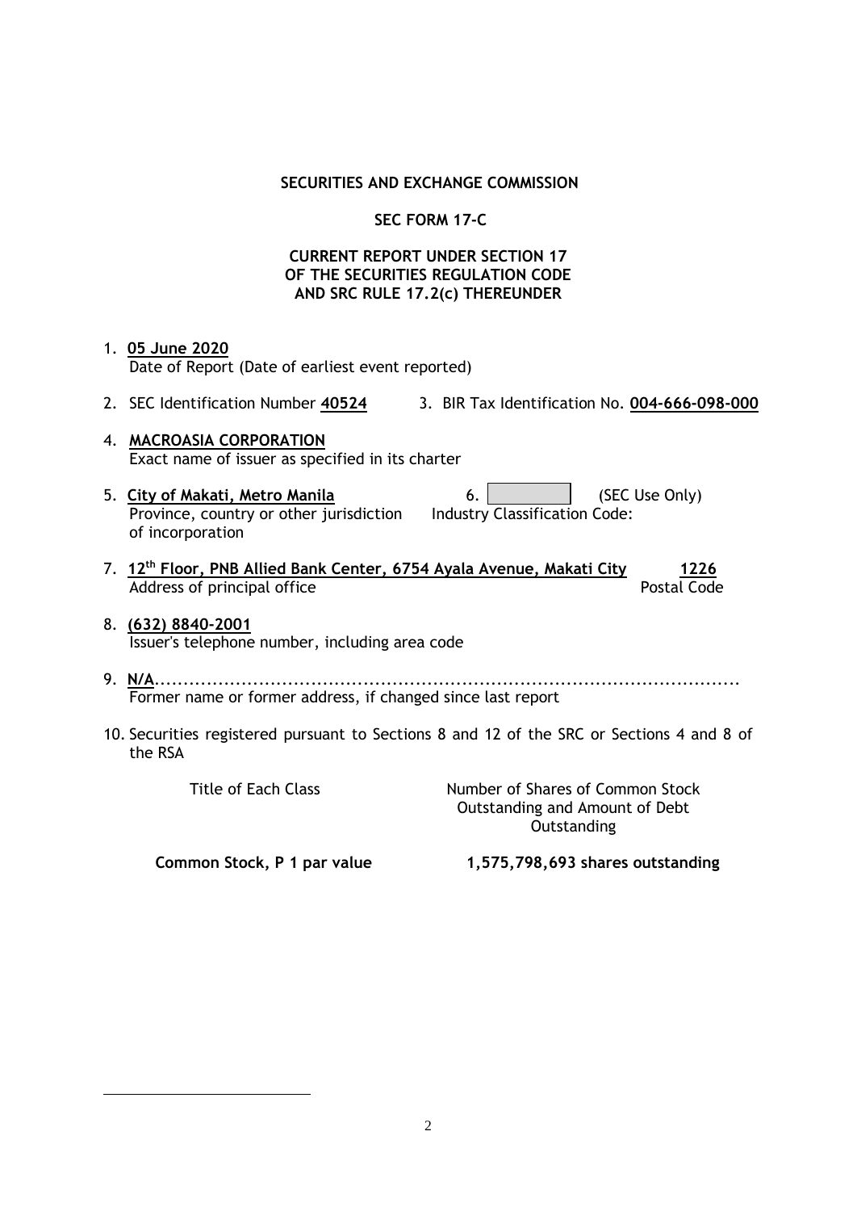**SECURITIES AND EXCHANGE COMMISSION**

**SEC FORM 17-C**

**CURRENT REPORT UNDER SECTION 17**
**OF THE SECURITIES REGULATION CODE**
**AND SRC RULE 17.2(c) THEREUNDER**

1. **05 June 2020**
   Date of Report (Date of earliest event reported)

2. SEC Identification Number **40524**    3. BIR Tax Identification No. **004-666-098-000**

4. **MACROASIA CORPORATION**
   Exact name of issuer as specified in its charter

5. **City of Makati, Metro Manila**
   Province, country or other jurisdiction of incorporation

6. (SEC Use Only)
   Industry Classification Code:

7. **12th Floor, PNB Allied Bank Center, 6754 Ayala Avenue, Makati City**    **1226**
   Address of principal office    Postal Code

8. **(632) 8840-2001**
   Issuer's telephone number, including area code

9. **N/A**..........................................................................................
   Former name or former address, if changed since last report

10. Securities registered pursuant to Sections 8 and 12 of the SRC or Sections 4 and 8 of the RSA

| Title of Each Class | Number of Shares of Common Stock Outstanding and Amount of Debt Outstanding |
|---|---|
| **Common Stock, P 1 par value** | **1,575,798,693 shares outstanding** |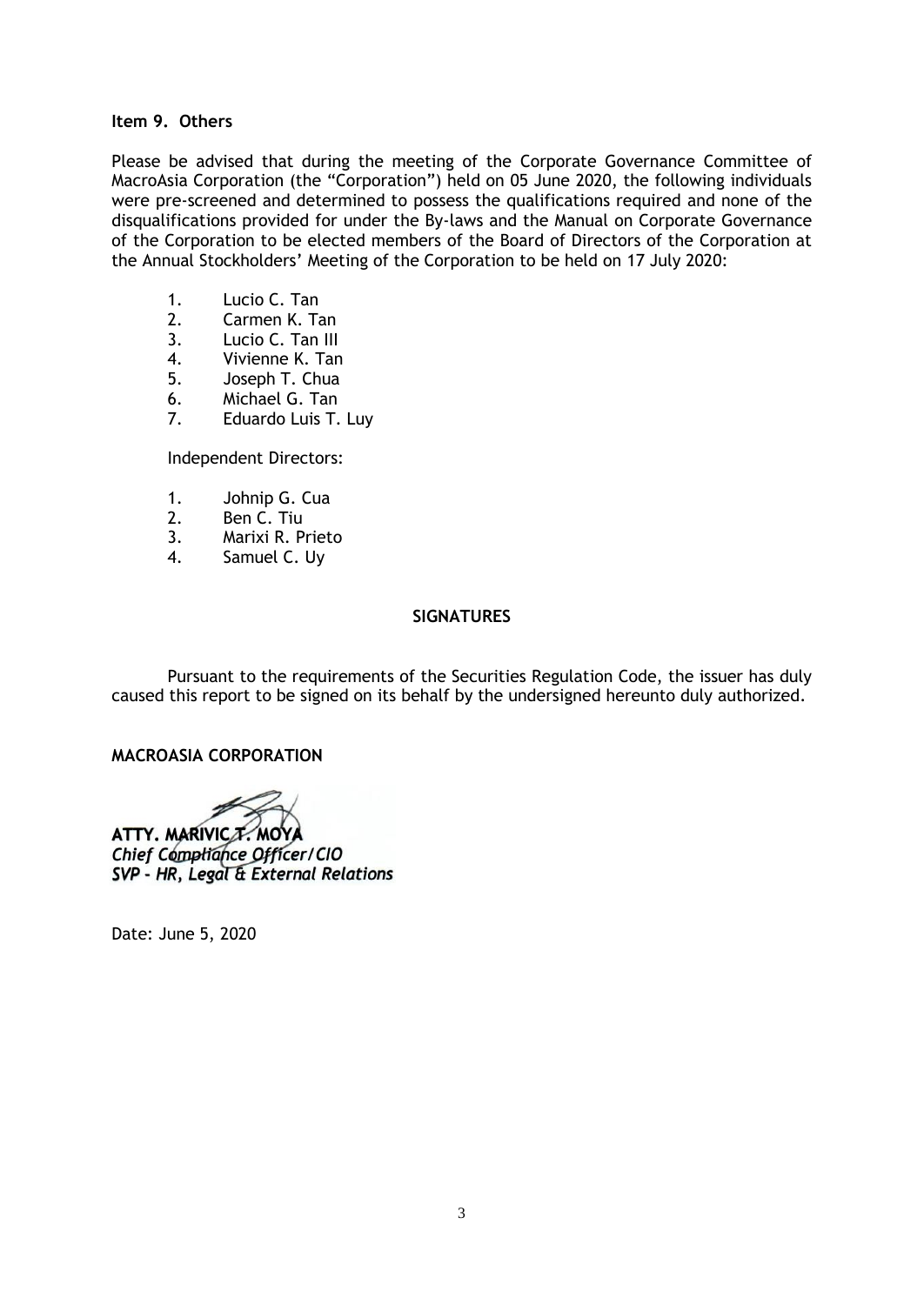**Item 9. Others**

Please be advised that during the meeting of the Corporate Governance Committee of MacroAsia Corporation (the "Corporation") held on 05 June 2020, the following individuals were pre-screened and determined to possess the qualifications required and none of the disqualifications provided for under the By-laws and the Manual on Corporate Governance of the Corporation to be elected members of the Board of Directors of the Corporation at the Annual Stockholders' Meeting of the Corporation to be held on 17 July 2020:

1. Lucio C. Tan
2. Carmen K. Tan
3. Lucio C. Tan III
4. Vivienne K. Tan
5. Joseph T. Chua
6. Michael G. Tan
7. Eduardo Luis T. Luy

Independent Directors:

1. Johnip G. Cua
2. Ben C. Tiu
3. Marixi R. Prieto
4. Samuel C. Uy

## SIGNATURES

Pursuant to the requirements of the Securities Regulation Code, the issuer has duly caused this report to be signed on its behalf by the undersigned hereunto duly authorized.

**MACROASIA CORPORATION**

**ATTY. MARIVIC T. MOYA**
***Chief Compliance Officer/CIO***
***SVP - HR, Legal & External Relations***

Date: June 5, 2020